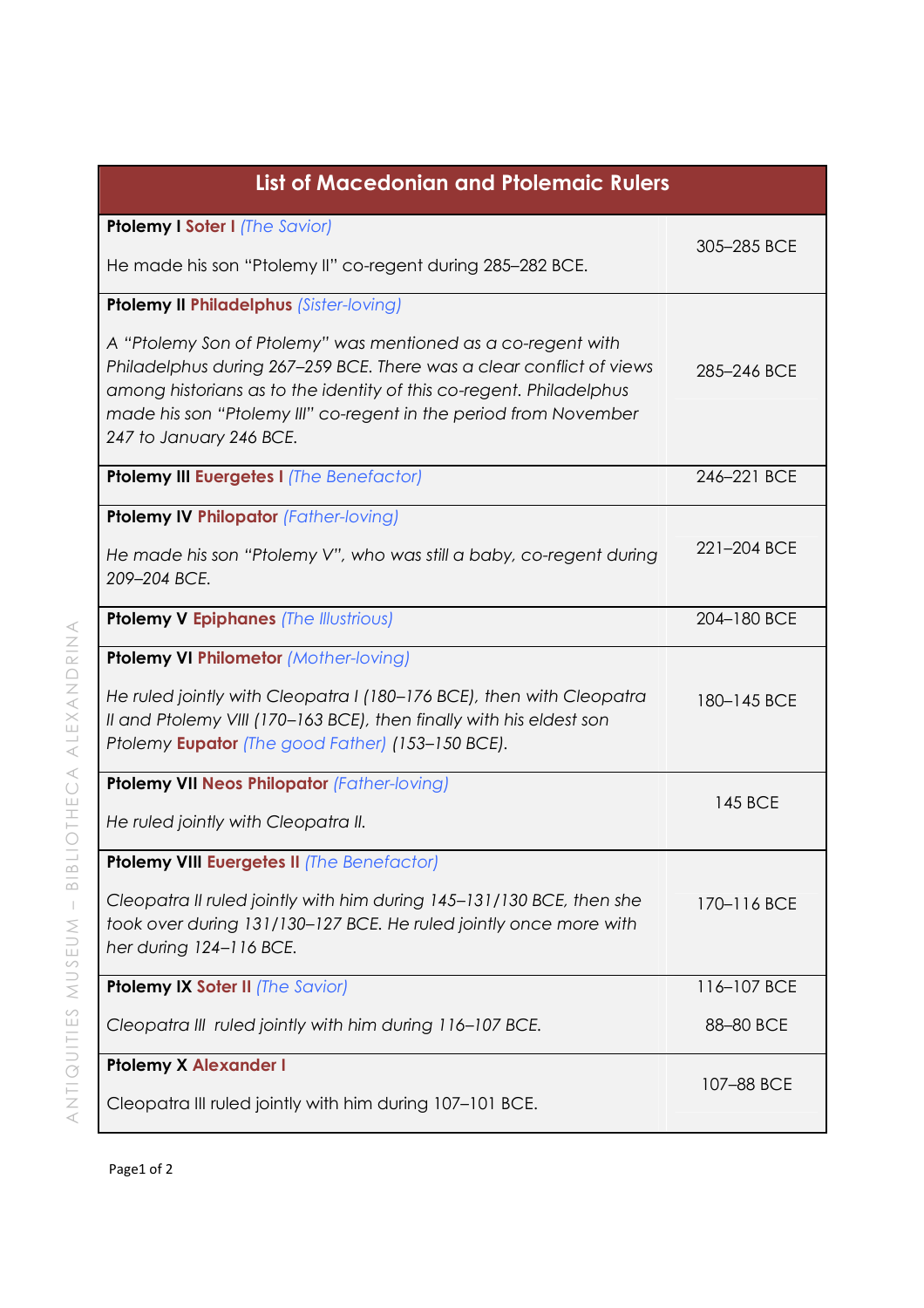| List of Macedonian and Ptolemaic Rulers | |
|---|---|
| **Ptolemy I Soter I** *(The Savior)*<br><br>He made his son "Ptolemy II" co-regent during 285–282 BCE. | 305–285 BCE |
| **Ptolemy II Philadelphus** *(Sister-loving)*<br><br>*A "Ptolemy Son of Ptolemy" was mentioned as a co-regent with Philadelphus during 267–259 BCE. There was a clear conflict of views among historians as to the identity of this co-regent. Philadelphus made his son "Ptolemy III" co-regent in the period from November 247 to January 246 BCE.* | 285–246 BCE |
| **Ptolemy III Euergetes I** *(The Benefactor)* | 246–221 BCE |
| **Ptolemy IV Philopator** *(Father-loving)*<br><br>*He made his son "Ptolemy V", who was still a baby, co-regent during 209–204 BCE.* | 221–204 BCE |
| **Ptolemy V Epiphanes** *(The Illustrious)* | 204–180 BCE |
| **Ptolemy VI Philometor** *(Mother-loving)*<br><br>*He ruled jointly with Cleopatra I (180–176 BCE), then with Cleopatra II and Ptolemy VIII (170–163 BCE), then finally with his eldest son Ptolemy* ***Eupator*** *(The good Father) (153–150 BCE).* | 180–145 BCE |
| **Ptolemy VII Neos Philopator** *(Father-loving)*<br><br>*He ruled jointly with Cleopatra II.* | 145 BCE |
| **Ptolemy VIII Euergetes II** *(The Benefactor)*<br><br>*Cleopatra II ruled jointly with him during 145–131/130 BCE, then she took over during 131/130–127 BCE. He ruled jointly once more with her during 124–116 BCE.* | 170–116 BCE |
| **Ptolemy IX Soter II** *(The Savior)*<br><br>*Cleopatra III ruled jointly with him during 116–107 BCE.* | 116–107 BCE<br><br>88–80 BCE |
| **Ptolemy X Alexander I**<br><br>Cleopatra III ruled jointly with him during 107–101 BCE. | 107–88 BCE |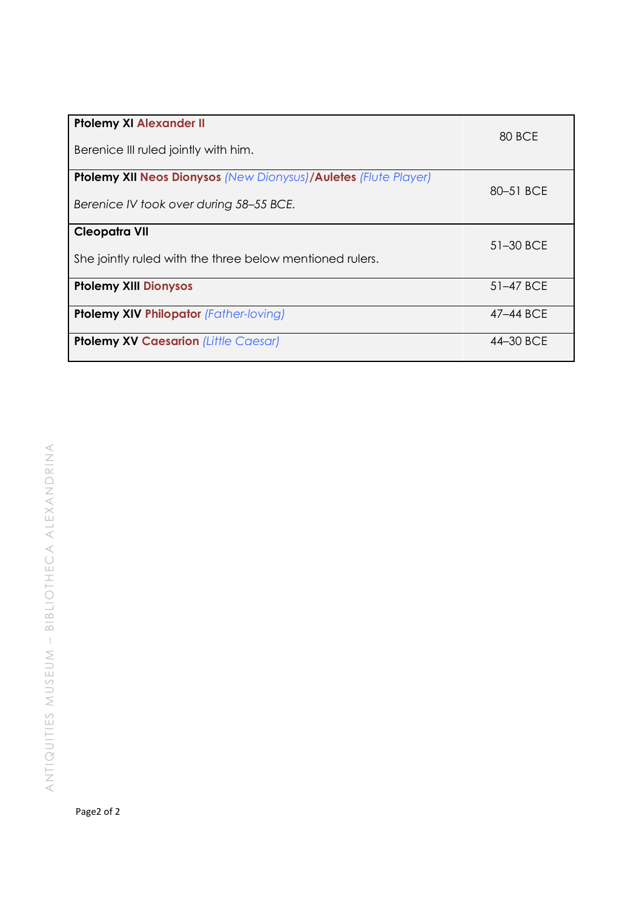| | |
|---|---|
| **Ptolemy XI Alexander II**<br><br>Berenice III ruled jointly with him. | 80 BCE |
| **Ptolemy XII Neos Dionysos** *(New Dionysus)*/**Auletes** *(Flute Player)*<br><br>*Berenice IV took over during 58–55 BCE.* | 80–51 BCE |
| **Cleopatra VII**<br><br>She jointly ruled with the three below mentioned rulers. | 51–30 BCE |
| **Ptolemy XIII Dionysos** | 51–47 BCE |
| **Ptolemy XIV Philopator** *(Father-loving)* | 47–44 BCE |
| **Ptolemy XV Caesarion** *(Little Caesar)* | 44–30 BCE |